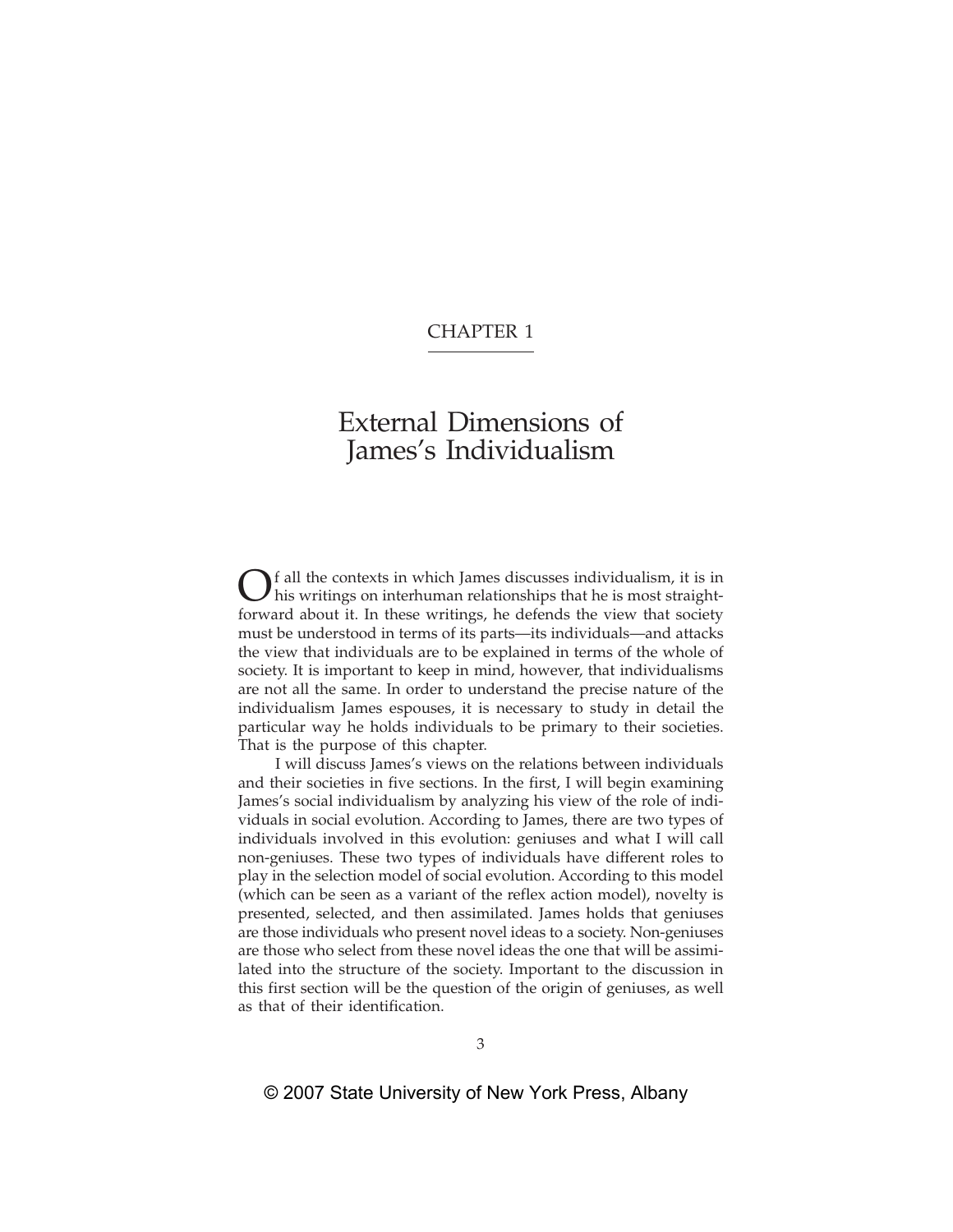CHAPTER 1

# External Dimensions of James's Individualism

Of all the contexts in which James discusses individualism, it is in his writings on interhuman relationships that he is most straightforward about it. In these writings, he defends the view that society must be understood in terms of its parts—its individuals—and attacks the view that individuals are to be explained in terms of the whole of society. It is important to keep in mind, however, that individualisms are not all the same. In order to understand the precise nature of the individualism James espouses, it is necessary to study in detail the particular way he holds individuals to be primary to their societies. That is the purpose of this chapter.

I will discuss James's views on the relations between individuals and their societies in five sections. In the first, I will begin examining James's social individualism by analyzing his view of the role of individuals in social evolution. According to James, there are two types of individuals involved in this evolution: geniuses and what I will call non-geniuses. These two types of individuals have different roles to play in the selection model of social evolution. According to this model (which can be seen as a variant of the reflex action model), novelty is presented, selected, and then assimilated. James holds that geniuses are those individuals who present novel ideas to a society. Non-geniuses are those who select from these novel ideas the one that will be assimilated into the structure of the society. Important to the discussion in this first section will be the question of the origin of geniuses, as well as that of their identification.

© 2007 State University of New York Press, Albany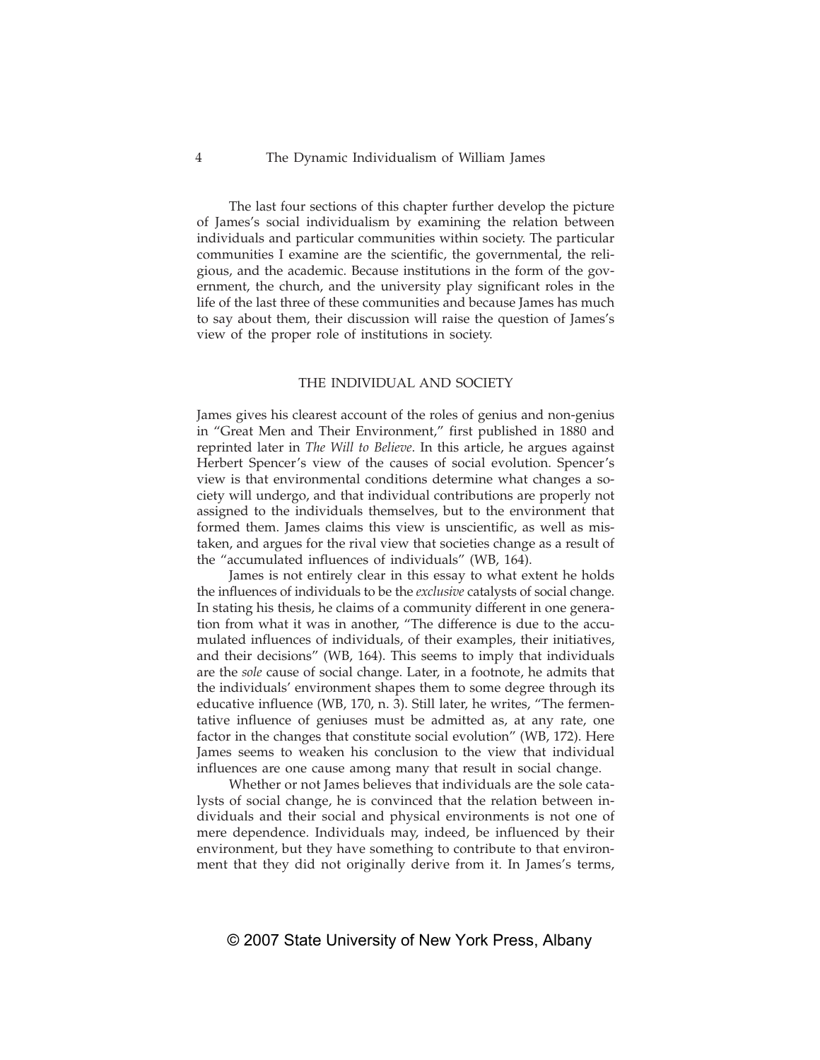The last four sections of this chapter further develop the picture of James's social individualism by examining the relation between individuals and particular communities within society. The particular communities I examine are the scientific, the governmental, the religious, and the academic. Because institutions in the form of the government, the church, and the university play significant roles in the life of the last three of these communities and because James has much to say about them, their discussion will raise the question of James's view of the proper role of institutions in society.

## THE INDIVIDUAL AND SOCIETY

James gives his clearest account of the roles of genius and non-genius in "Great Men and Their Environment," first published in 1880 and reprinted later in *The Will to Believe*. In this article, he argues against Herbert Spencer's view of the causes of social evolution. Spencer's view is that environmental conditions determine what changes a society will undergo, and that individual contributions are properly not assigned to the individuals themselves, but to the environment that formed them. James claims this view is unscientific, as well as mistaken, and argues for the rival view that societies change as a result of the "accumulated influences of individuals" (WB, 164).

James is not entirely clear in this essay to what extent he holds the influences of individuals to be the *exclusive* catalysts of social change. In stating his thesis, he claims of a community different in one generation from what it was in another, "The difference is due to the accumulated influences of individuals, of their examples, their initiatives, and their decisions" (WB, 164). This seems to imply that individuals are the *sole* cause of social change. Later, in a footnote, he admits that the individuals' environment shapes them to some degree through its educative influence (WB, 170, n. 3). Still later, he writes, "The fermentative influence of geniuses must be admitted as, at any rate, one factor in the changes that constitute social evolution" (WB, 172). Here James seems to weaken his conclusion to the view that individual influences are one cause among many that result in social change.

Whether or not James believes that individuals are the sole catalysts of social change, he is convinced that the relation between individuals and their social and physical environments is not one of mere dependence. Individuals may, indeed, be influenced by their environment, but they have something to contribute to that environment that they did not originally derive from it. In James's terms,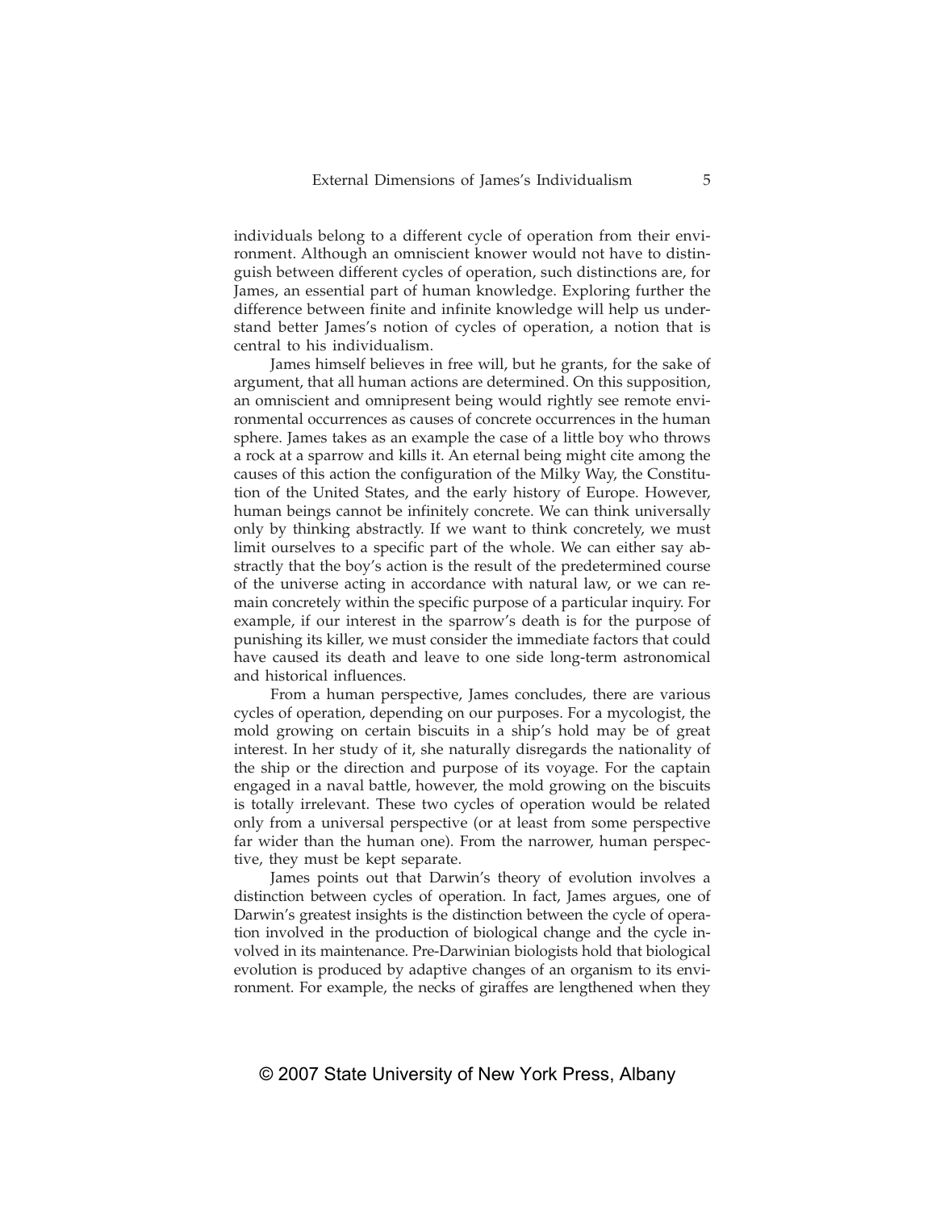individuals belong to a different cycle of operation from their environment. Although an omniscient knower would not have to distinguish between different cycles of operation, such distinctions are, for James, an essential part of human knowledge. Exploring further the difference between finite and infinite knowledge will help us understand better James's notion of cycles of operation, a notion that is central to his individualism.

James himself believes in free will, but he grants, for the sake of argument, that all human actions are determined. On this supposition, an omniscient and omnipresent being would rightly see remote environmental occurrences as causes of concrete occurrences in the human sphere. James takes as an example the case of a little boy who throws a rock at a sparrow and kills it. An eternal being might cite among the causes of this action the configuration of the Milky Way, the Constitution of the United States, and the early history of Europe. However, human beings cannot be infinitely concrete. We can think universally only by thinking abstractly. If we want to think concretely, we must limit ourselves to a specific part of the whole. We can either say abstractly that the boy's action is the result of the predetermined course of the universe acting in accordance with natural law, or we can remain concretely within the specific purpose of a particular inquiry. For example, if our interest in the sparrow's death is for the purpose of punishing its killer, we must consider the immediate factors that could have caused its death and leave to one side long-term astronomical and historical influences.

From a human perspective, James concludes, there are various cycles of operation, depending on our purposes. For a mycologist, the mold growing on certain biscuits in a ship's hold may be of great interest. In her study of it, she naturally disregards the nationality of the ship or the direction and purpose of its voyage. For the captain engaged in a naval battle, however, the mold growing on the biscuits is totally irrelevant. These two cycles of operation would be related only from a universal perspective (or at least from some perspective far wider than the human one). From the narrower, human perspective, they must be kept separate.

James points out that Darwin's theory of evolution involves a distinction between cycles of operation. In fact, James argues, one of Darwin's greatest insights is the distinction between the cycle of operation involved in the production of biological change and the cycle involved in its maintenance. Pre-Darwinian biologists hold that biological evolution is produced by adaptive changes of an organism to its environment. For example, the necks of giraffes are lengthened when they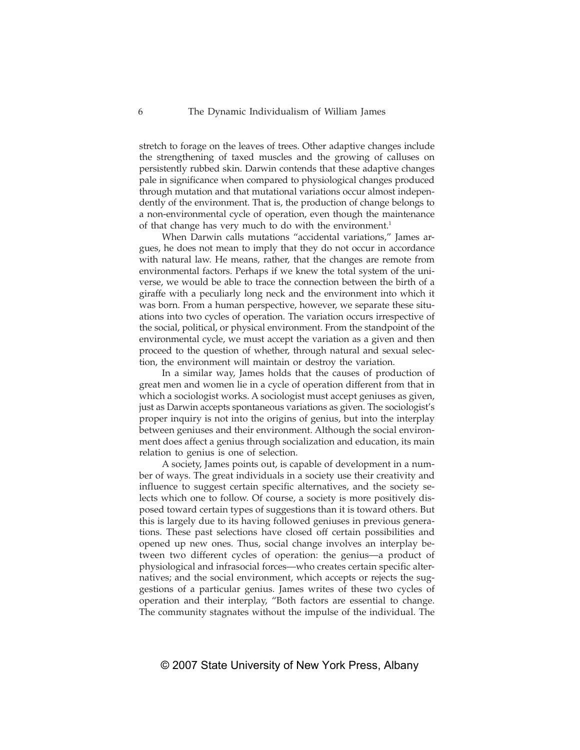stretch to forage on the leaves of trees. Other adaptive changes include the strengthening of taxed muscles and the growing of calluses on persistently rubbed skin. Darwin contends that these adaptive changes pale in significance when compared to physiological changes produced through mutation and that mutational variations occur almost independently of the environment. That is, the production of change belongs to a non-environmental cycle of operation, even though the maintenance of that change has very much to do with the environment.[1]

When Darwin calls mutations "accidental variations," James argues, he does not mean to imply that they do not occur in accordance with natural law. He means, rather, that the changes are remote from environmental factors. Perhaps if we knew the total system of the universe, we would be able to trace the connection between the birth of a giraffe with a peculiarly long neck and the environment into which it was born. From a human perspective, however, we separate these situations into two cycles of operation. The variation occurs irrespective of the social, political, or physical environment. From the standpoint of the environmental cycle, we must accept the variation as a given and then proceed to the question of whether, through natural and sexual selection, the environment will maintain or destroy the variation.

In a similar way, James holds that the causes of production of great men and women lie in a cycle of operation different from that in which a sociologist works. A sociologist must accept geniuses as given, just as Darwin accepts spontaneous variations as given. The sociologist's proper inquiry is not into the origins of genius, but into the interplay between geniuses and their environment. Although the social environment does affect a genius through socialization and education, its main relation to genius is one of selection.

A society, James points out, is capable of development in a number of ways. The great individuals in a society use their creativity and influence to suggest certain specific alternatives, and the society selects which one to follow. Of course, a society is more positively disposed toward certain types of suggestions than it is toward others. But this is largely due to its having followed geniuses in previous generations. These past selections have closed off certain possibilities and opened up new ones. Thus, social change involves an interplay between two different cycles of operation: the genius—a product of physiological and infrasocial forces—who creates certain specific alternatives; and the social environment, which accepts or rejects the suggestions of a particular genius. James writes of these two cycles of operation and their interplay, "Both factors are essential to change. The community stagnates without the impulse of the individual. The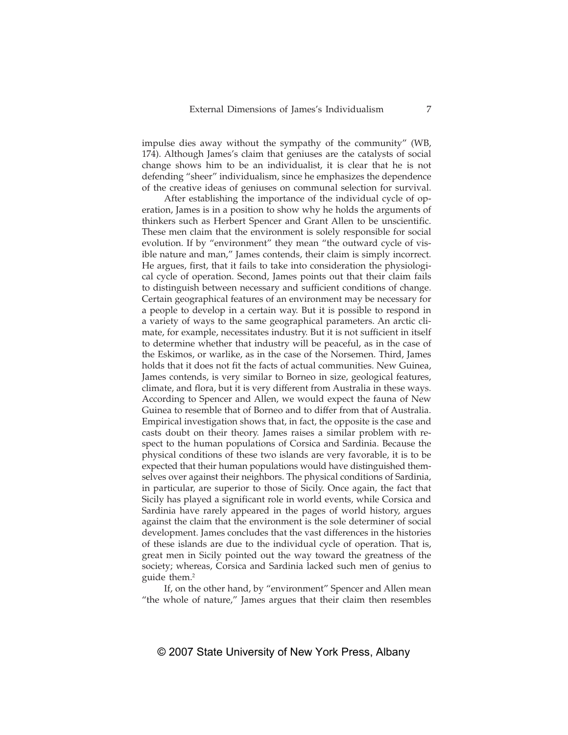impulse dies away without the sympathy of the community" (WB, 174). Although James's claim that geniuses are the catalysts of social change shows him to be an individualist, it is clear that he is not defending "sheer" individualism, since he emphasizes the dependence of the creative ideas of geniuses on communal selection for survival.

After establishing the importance of the individual cycle of operation, James is in a position to show why he holds the arguments of thinkers such as Herbert Spencer and Grant Allen to be unscientific. These men claim that the environment is solely responsible for social evolution. If by "environment" they mean "the outward cycle of visible nature and man," James contends, their claim is simply incorrect. He argues, first, that it fails to take into consideration the physiological cycle of operation. Second, James points out that their claim fails to distinguish between necessary and sufficient conditions of change. Certain geographical features of an environment may be necessary for a people to develop in a certain way. But it is possible to respond in a variety of ways to the same geographical parameters. An arctic climate, for example, necessitates industry. But it is not sufficient in itself to determine whether that industry will be peaceful, as in the case of the Eskimos, or warlike, as in the case of the Norsemen. Third, James holds that it does not fit the facts of actual communities. New Guinea, James contends, is very similar to Borneo in size, geological features, climate, and flora, but it is very different from Australia in these ways. According to Spencer and Allen, we would expect the fauna of New Guinea to resemble that of Borneo and to differ from that of Australia. Empirical investigation shows that, in fact, the opposite is the case and casts doubt on their theory. James raises a similar problem with respect to the human populations of Corsica and Sardinia. Because the physical conditions of these two islands are very favorable, it is to be expected that their human populations would have distinguished themselves over against their neighbors. The physical conditions of Sardinia, in particular, are superior to those of Sicily. Once again, the fact that Sicily has played a significant role in world events, while Corsica and Sardinia have rarely appeared in the pages of world history, argues against the claim that the environment is the sole determiner of social development. James concludes that the vast differences in the histories of these islands are due to the individual cycle of operation. That is, great men in Sicily pointed out the way toward the greatness of the society; whereas, Corsica and Sardinia lacked such men of genius to guide them.[2]

If, on the other hand, by "environment" Spencer and Allen mean "the whole of nature," James argues that their claim then resembles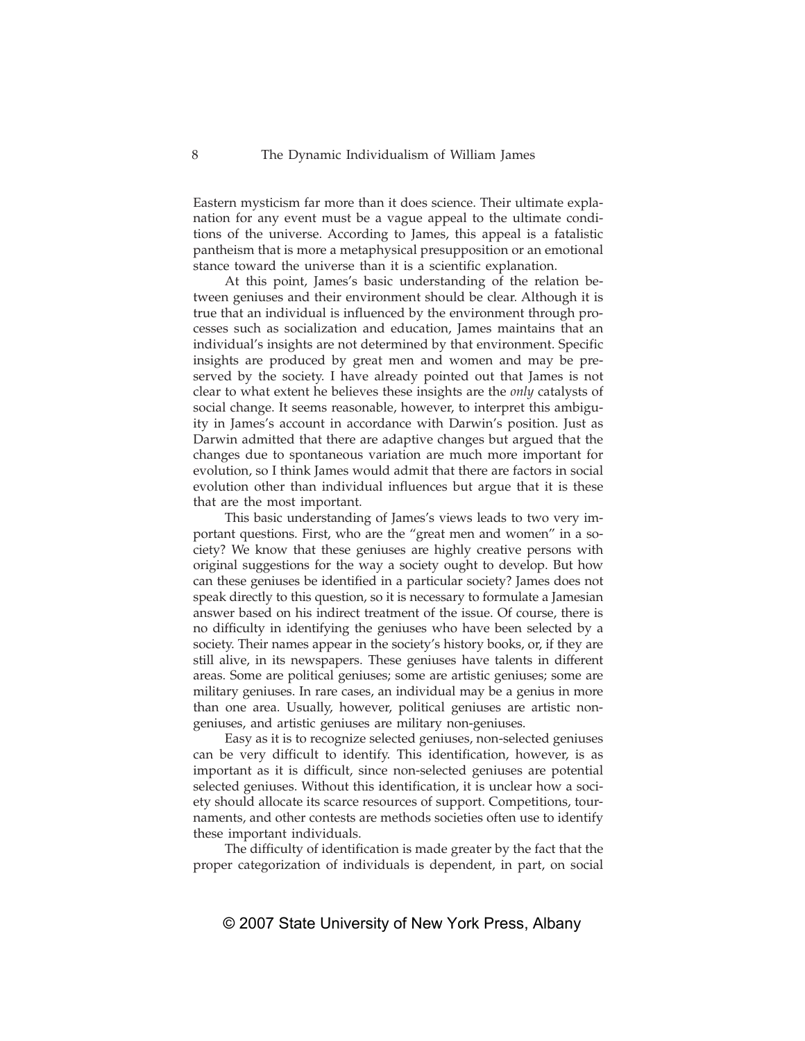Eastern mysticism far more than it does science. Their ultimate explanation for any event must be a vague appeal to the ultimate conditions of the universe. According to James, this appeal is a fatalistic pantheism that is more a metaphysical presupposition or an emotional stance toward the universe than it is a scientific explanation.

At this point, James's basic understanding of the relation between geniuses and their environment should be clear. Although it is true that an individual is influenced by the environment through processes such as socialization and education, James maintains that an individual's insights are not determined by that environment. Specific insights are produced by great men and women and may be preserved by the society. I have already pointed out that James is not clear to what extent he believes these insights are the *only* catalysts of social change. It seems reasonable, however, to interpret this ambiguity in James's account in accordance with Darwin's position. Just as Darwin admitted that there are adaptive changes but argued that the changes due to spontaneous variation are much more important for evolution, so I think James would admit that there are factors in social evolution other than individual influences but argue that it is these that are the most important.

This basic understanding of James's views leads to two very important questions. First, who are the "great men and women" in a society? We know that these geniuses are highly creative persons with original suggestions for the way a society ought to develop. But how can these geniuses be identified in a particular society? James does not speak directly to this question, so it is necessary to formulate a Jamesian answer based on his indirect treatment of the issue. Of course, there is no difficulty in identifying the geniuses who have been selected by a society. Their names appear in the society's history books, or, if they are still alive, in its newspapers. These geniuses have talents in different areas. Some are political geniuses; some are artistic geniuses; some are military geniuses. In rare cases, an individual may be a genius in more than one area. Usually, however, political geniuses are artistic non-geniuses, and artistic geniuses are military non-geniuses.

Easy as it is to recognize selected geniuses, non-selected geniuses can be very difficult to identify. This identification, however, is as important as it is difficult, since non-selected geniuses are potential selected geniuses. Without this identification, it is unclear how a society should allocate its scarce resources of support. Competitions, tournaments, and other contests are methods societies often use to identify these important individuals.

The difficulty of identification is made greater by the fact that the proper categorization of individuals is dependent, in part, on social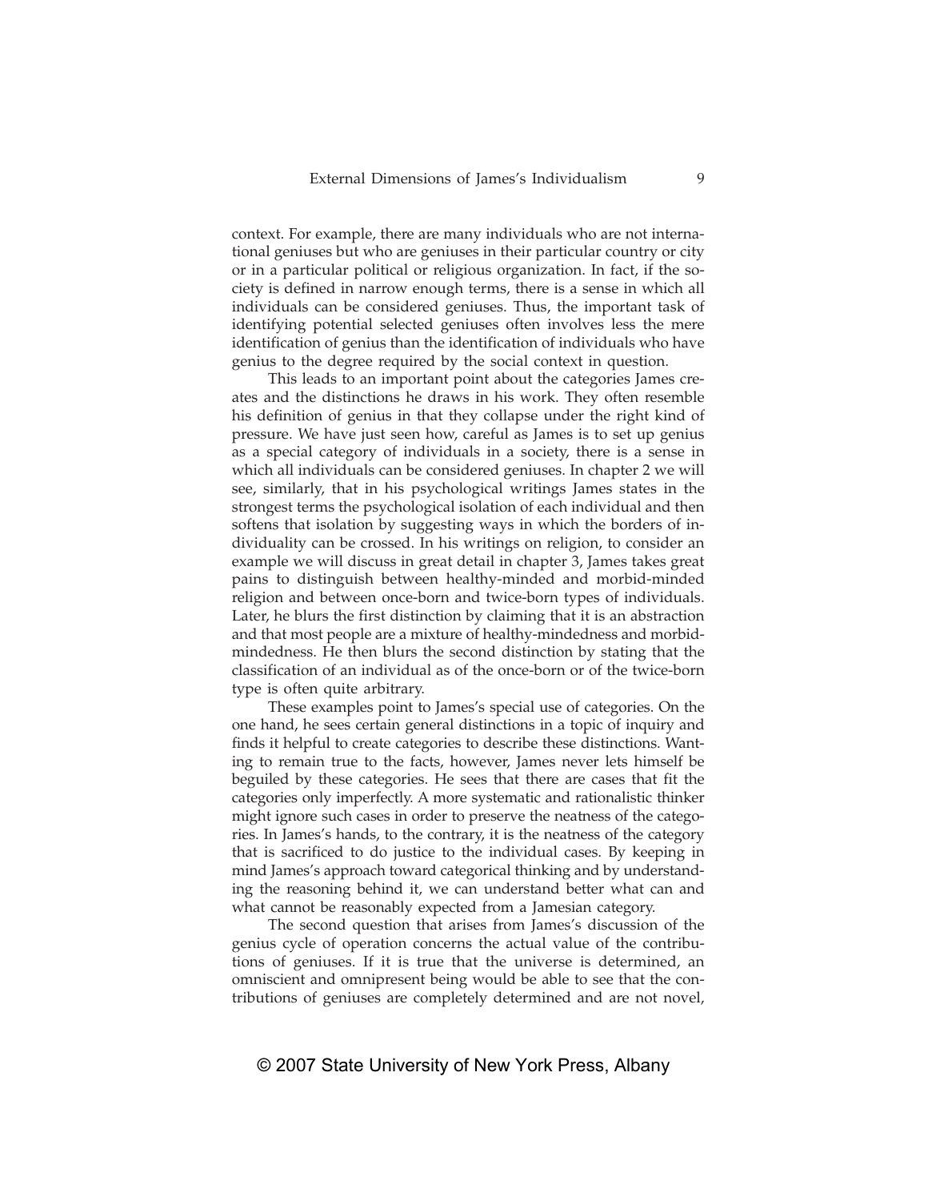context. For example, there are many individuals who are not international geniuses but who are geniuses in their particular country or city or in a particular political or religious organization. In fact, if the society is defined in narrow enough terms, there is a sense in which all individuals can be considered geniuses. Thus, the important task of identifying potential selected geniuses often involves less the mere identification of genius than the identification of individuals who have genius to the degree required by the social context in question.

This leads to an important point about the categories James creates and the distinctions he draws in his work. They often resemble his definition of genius in that they collapse under the right kind of pressure. We have just seen how, careful as James is to set up genius as a special category of individuals in a society, there is a sense in which all individuals can be considered geniuses. In chapter 2 we will see, similarly, that in his psychological writings James states in the strongest terms the psychological isolation of each individual and then softens that isolation by suggesting ways in which the borders of individuality can be crossed. In his writings on religion, to consider an example we will discuss in great detail in chapter 3, James takes great pains to distinguish between healthy-minded and morbid-minded religion and between once-born and twice-born types of individuals. Later, he blurs the first distinction by claiming that it is an abstraction and that most people are a mixture of healthy-mindedness and morbid-mindedness. He then blurs the second distinction by stating that the classification of an individual as of the once-born or of the twice-born type is often quite arbitrary.

These examples point to James's special use of categories. On the one hand, he sees certain general distinctions in a topic of inquiry and finds it helpful to create categories to describe these distinctions. Wanting to remain true to the facts, however, James never lets himself be beguiled by these categories. He sees that there are cases that fit the categories only imperfectly. A more systematic and rationalistic thinker might ignore such cases in order to preserve the neatness of the categories. In James's hands, to the contrary, it is the neatness of the category that is sacrificed to do justice to the individual cases. By keeping in mind James's approach toward categorical thinking and by understanding the reasoning behind it, we can understand better what can and what cannot be reasonably expected from a Jamesian category.

The second question that arises from James's discussion of the genius cycle of operation concerns the actual value of the contributions of geniuses. If it is true that the universe is determined, an omniscient and omnipresent being would be able to see that the contributions of geniuses are completely determined and are not novel,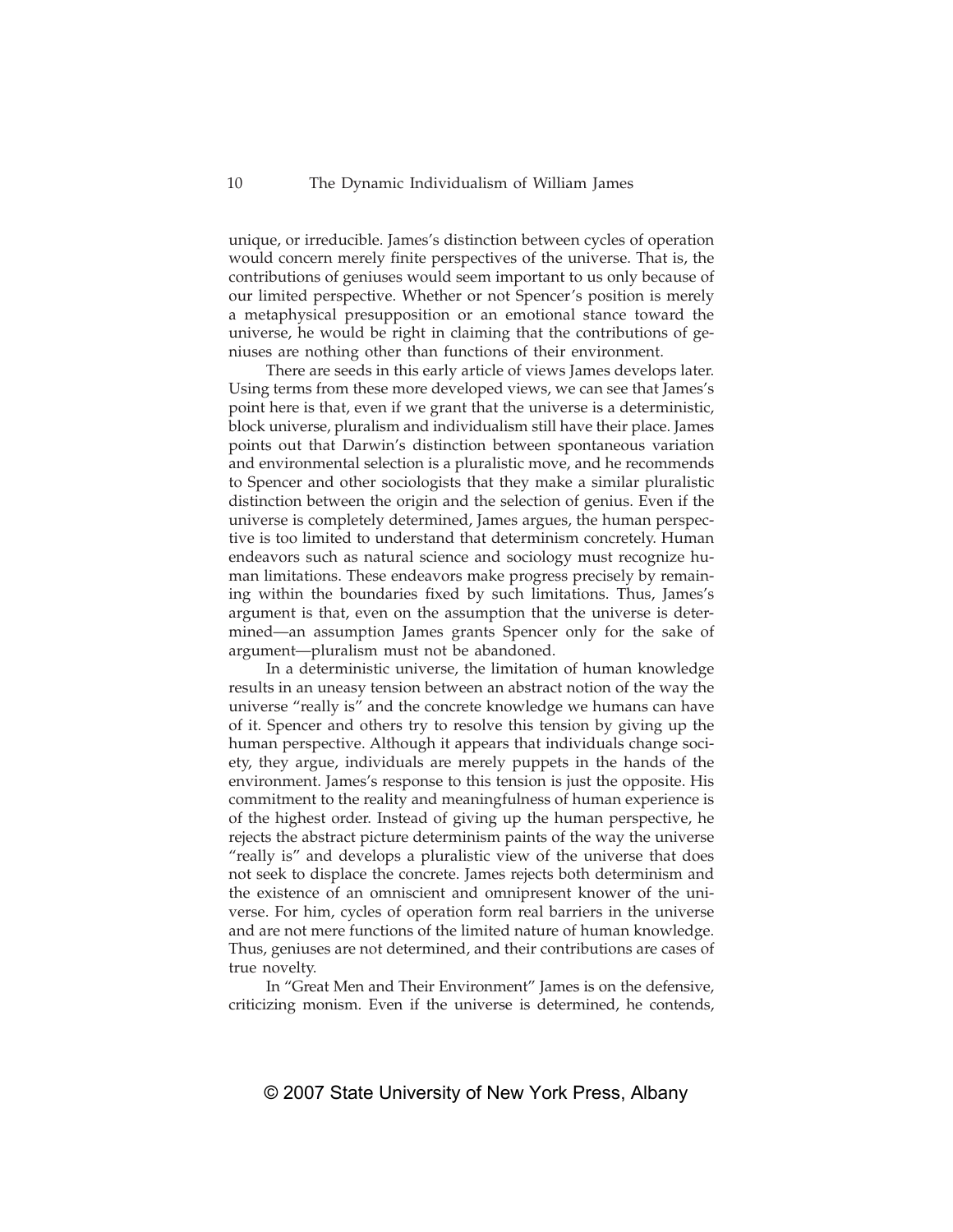unique, or irreducible. James's distinction between cycles of operation would concern merely finite perspectives of the universe. That is, the contributions of geniuses would seem important to us only because of our limited perspective. Whether or not Spencer's position is merely a metaphysical presupposition or an emotional stance toward the universe, he would be right in claiming that the contributions of geniuses are nothing other than functions of their environment.

There are seeds in this early article of views James develops later. Using terms from these more developed views, we can see that James's point here is that, even if we grant that the universe is a deterministic, block universe, pluralism and individualism still have their place. James points out that Darwin's distinction between spontaneous variation and environmental selection is a pluralistic move, and he recommends to Spencer and other sociologists that they make a similar pluralistic distinction between the origin and the selection of genius. Even if the universe is completely determined, James argues, the human perspective is too limited to understand that determinism concretely. Human endeavors such as natural science and sociology must recognize human limitations. These endeavors make progress precisely by remaining within the boundaries fixed by such limitations. Thus, James's argument is that, even on the assumption that the universe is determined—an assumption James grants Spencer only for the sake of argument—pluralism must not be abandoned.

In a deterministic universe, the limitation of human knowledge results in an uneasy tension between an abstract notion of the way the universe "really is" and the concrete knowledge we humans can have of it. Spencer and others try to resolve this tension by giving up the human perspective. Although it appears that individuals change society, they argue, individuals are merely puppets in the hands of the environment. James's response to this tension is just the opposite. His commitment to the reality and meaningfulness of human experience is of the highest order. Instead of giving up the human perspective, he rejects the abstract picture determinism paints of the way the universe "really is" and develops a pluralistic view of the universe that does not seek to displace the concrete. James rejects both determinism and the existence of an omniscient and omnipresent knower of the universe. For him, cycles of operation form real barriers in the universe and are not mere functions of the limited nature of human knowledge. Thus, geniuses are not determined, and their contributions are cases of true novelty.

In "Great Men and Their Environment" James is on the defensive, criticizing monism. Even if the universe is determined, he contends,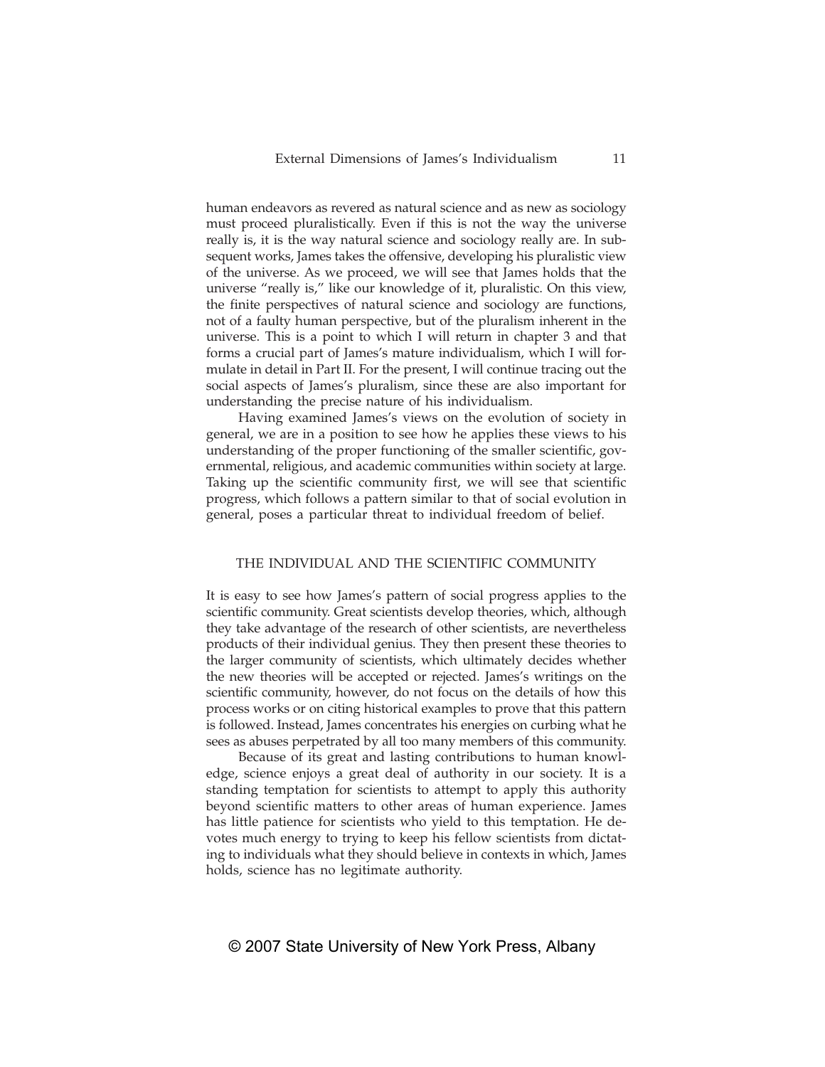human endeavors as revered as natural science and as new as sociology must proceed pluralistically. Even if this is not the way the universe really is, it is the way natural science and sociology really are. In subsequent works, James takes the offensive, developing his pluralistic view of the universe. As we proceed, we will see that James holds that the universe "really is," like our knowledge of it, pluralistic. On this view, the finite perspectives of natural science and sociology are functions, not of a faulty human perspective, but of the pluralism inherent in the universe. This is a point to which I will return in chapter 3 and that forms a crucial part of James's mature individualism, which I will formulate in detail in Part II. For the present, I will continue tracing out the social aspects of James's pluralism, since these are also important for understanding the precise nature of his individualism.

Having examined James's views on the evolution of society in general, we are in a position to see how he applies these views to his understanding of the proper functioning of the smaller scientific, governmental, religious, and academic communities within society at large. Taking up the scientific community first, we will see that scientific progress, which follows a pattern similar to that of social evolution in general, poses a particular threat to individual freedom of belief.

## THE INDIVIDUAL AND THE SCIENTIFIC COMMUNITY

It is easy to see how James's pattern of social progress applies to the scientific community. Great scientists develop theories, which, although they take advantage of the research of other scientists, are nevertheless products of their individual genius. They then present these theories to the larger community of scientists, which ultimately decides whether the new theories will be accepted or rejected. James's writings on the scientific community, however, do not focus on the details of how this process works or on citing historical examples to prove that this pattern is followed. Instead, James concentrates his energies on curbing what he sees as abuses perpetrated by all too many members of this community.

Because of its great and lasting contributions to human knowledge, science enjoys a great deal of authority in our society. It is a standing temptation for scientists to attempt to apply this authority beyond scientific matters to other areas of human experience. James has little patience for scientists who yield to this temptation. He devotes much energy to trying to keep his fellow scientists from dictating to individuals what they should believe in contexts in which, James holds, science has no legitimate authority.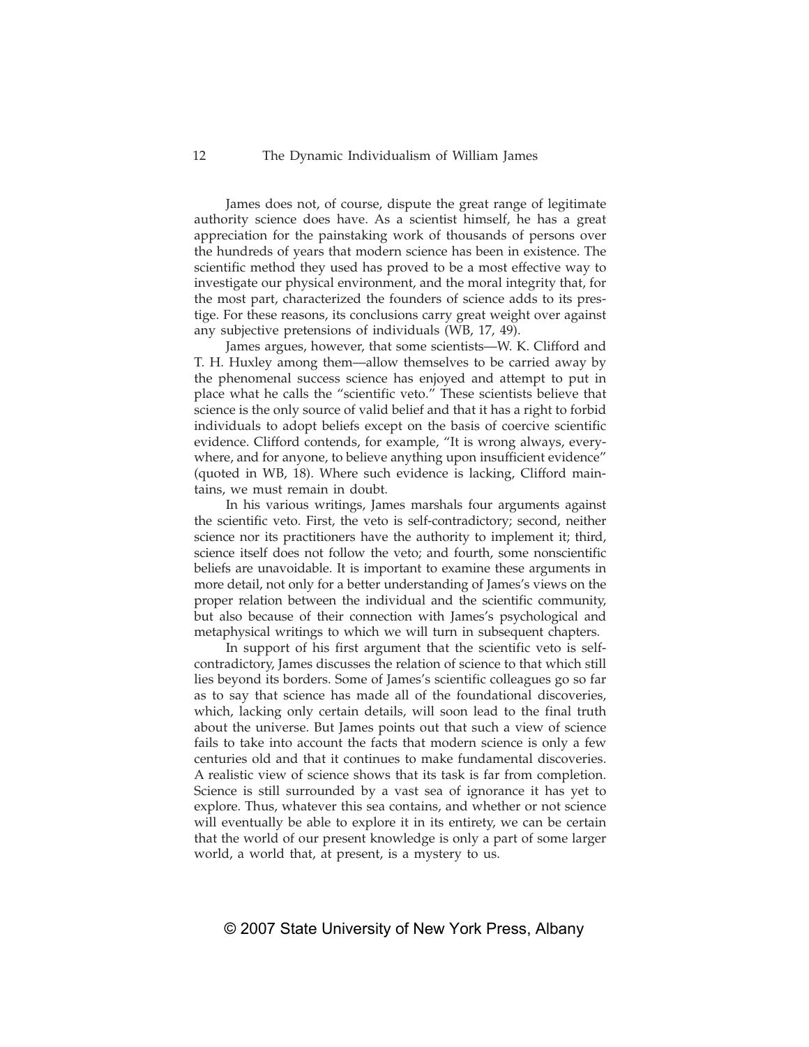James does not, of course, dispute the great range of legitimate authority science does have. As a scientist himself, he has a great appreciation for the painstaking work of thousands of persons over the hundreds of years that modern science has been in existence. The scientific method they used has proved to be a most effective way to investigate our physical environment, and the moral integrity that, for the most part, characterized the founders of science adds to its prestige. For these reasons, its conclusions carry great weight over against any subjective pretensions of individuals (WB, 17, 49).

James argues, however, that some scientists—W. K. Clifford and T. H. Huxley among them—allow themselves to be carried away by the phenomenal success science has enjoyed and attempt to put in place what he calls the "scientific veto." These scientists believe that science is the only source of valid belief and that it has a right to forbid individuals to adopt beliefs except on the basis of coercive scientific evidence. Clifford contends, for example, "It is wrong always, everywhere, and for anyone, to believe anything upon insufficient evidence" (quoted in WB, 18). Where such evidence is lacking, Clifford maintains, we must remain in doubt.

In his various writings, James marshals four arguments against the scientific veto. First, the veto is self-contradictory; second, neither science nor its practitioners have the authority to implement it; third, science itself does not follow the veto; and fourth, some nonscientific beliefs are unavoidable. It is important to examine these arguments in more detail, not only for a better understanding of James's views on the proper relation between the individual and the scientific community, but also because of their connection with James's psychological and metaphysical writings to which we will turn in subsequent chapters.

In support of his first argument that the scientific veto is self-contradictory, James discusses the relation of science to that which still lies beyond its borders. Some of James's scientific colleagues go so far as to say that science has made all of the foundational discoveries, which, lacking only certain details, will soon lead to the final truth about the universe. But James points out that such a view of science fails to take into account the facts that modern science is only a few centuries old and that it continues to make fundamental discoveries. A realistic view of science shows that its task is far from completion. Science is still surrounded by a vast sea of ignorance it has yet to explore. Thus, whatever this sea contains, and whether or not science will eventually be able to explore it in its entirety, we can be certain that the world of our present knowledge is only a part of some larger world, a world that, at present, is a mystery to us.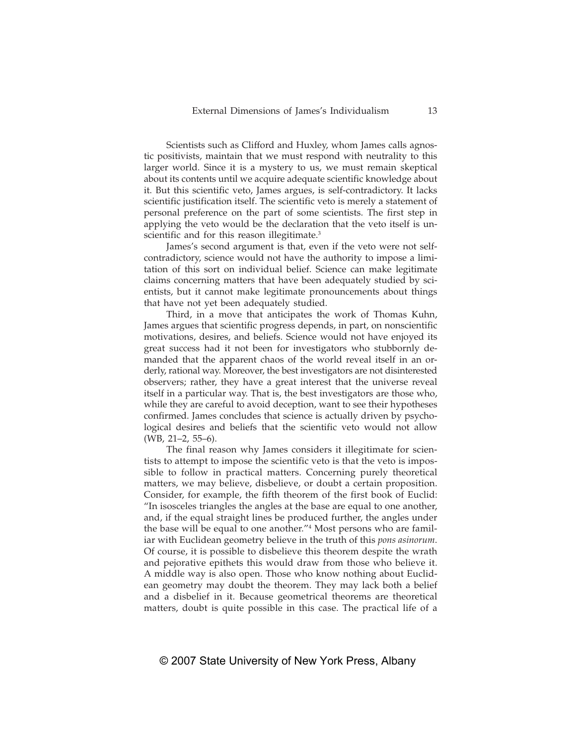Scientists such as Clifford and Huxley, whom James calls agnostic positivists, maintain that we must respond with neutrality to this larger world. Since it is a mystery to us, we must remain skeptical about its contents until we acquire adequate scientific knowledge about it. But this scientific veto, James argues, is self-contradictory. It lacks scientific justification itself. The scientific veto is merely a statement of personal preference on the part of some scientists. The first step in applying the veto would be the declaration that the veto itself is unscientific and for this reason illegitimate.[3]

James's second argument is that, even if the veto were not self-contradictory, science would not have the authority to impose a limitation of this sort on individual belief. Science can make legitimate claims concerning matters that have been adequately studied by scientists, but it cannot make legitimate pronouncements about things that have not yet been adequately studied.

Third, in a move that anticipates the work of Thomas Kuhn, James argues that scientific progress depends, in part, on nonscientific motivations, desires, and beliefs. Science would not have enjoyed its great success had it not been for investigators who stubbornly demanded that the apparent chaos of the world reveal itself in an orderly, rational way. Moreover, the best investigators are not disinterested observers; rather, they have a great interest that the universe reveal itself in a particular way. That is, the best investigators are those who, while they are careful to avoid deception, want to see their hypotheses confirmed. James concludes that science is actually driven by psychological desires and beliefs that the scientific veto would not allow (WB, 21–2, 55–6).

The final reason why James considers it illegitimate for scientists to attempt to impose the scientific veto is that the veto is impossible to follow in practical matters. Concerning purely theoretical matters, we may believe, disbelieve, or doubt a certain proposition. Consider, for example, the fifth theorem of the first book of Euclid: "In isosceles triangles the angles at the base are equal to one another, and, if the equal straight lines be produced further, the angles under the base will be equal to one another."[4] Most persons who are familiar with Euclidean geometry believe in the truth of this *pons asinorum*. Of course, it is possible to disbelieve this theorem despite the wrath and pejorative epithets this would draw from those who believe it. A middle way is also open. Those who know nothing about Euclidean geometry may doubt the theorem. They may lack both a belief and a disbelief in it. Because geometrical theorems are theoretical matters, doubt is quite possible in this case. The practical life of a

© 2007 State University of New York Press, Albany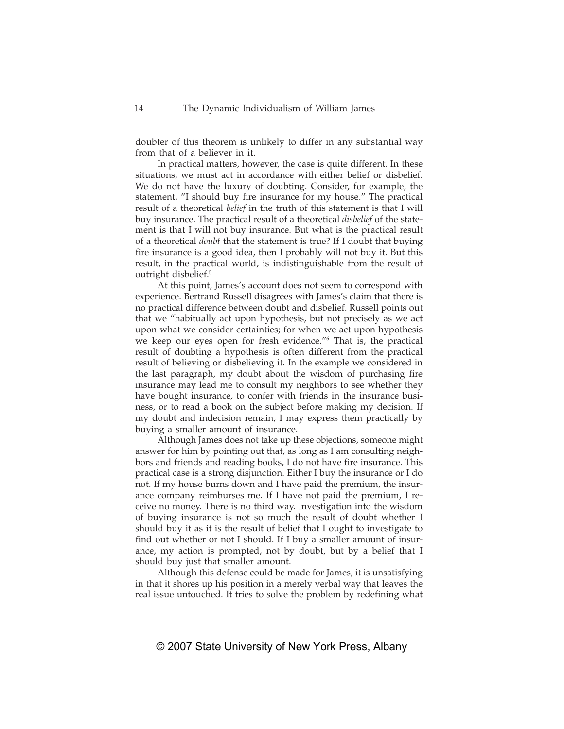doubter of this theorem is unlikely to differ in any substantial way from that of a believer in it.

In practical matters, however, the case is quite different. In these situations, we must act in accordance with either belief or disbelief. We do not have the luxury of doubting. Consider, for example, the statement, "I should buy fire insurance for my house." The practical result of a theoretical *belief* in the truth of this statement is that I will buy insurance. The practical result of a theoretical *disbelief* of the statement is that I will not buy insurance. But what is the practical result of a theoretical *doubt* that the statement is true? If I doubt that buying fire insurance is a good idea, then I probably will not buy it. But this result, in the practical world, is indistinguishable from the result of outright disbelief.[5]

At this point, James's account does not seem to correspond with experience. Bertrand Russell disagrees with James's claim that there is no practical difference between doubt and disbelief. Russell points out that we "habitually act upon hypothesis, but not precisely as we act upon what we consider certainties; for when we act upon hypothesis we keep our eyes open for fresh evidence."[6] That is, the practical result of doubting a hypothesis is often different from the practical result of believing or disbelieving it. In the example we considered in the last paragraph, my doubt about the wisdom of purchasing fire insurance may lead me to consult my neighbors to see whether they have bought insurance, to confer with friends in the insurance business, or to read a book on the subject before making my decision. If my doubt and indecision remain, I may express them practically by buying a smaller amount of insurance.

Although James does not take up these objections, someone might answer for him by pointing out that, as long as I am consulting neighbors and friends and reading books, I do not have fire insurance. This practical case is a strong disjunction. Either I buy the insurance or I do not. If my house burns down and I have paid the premium, the insurance company reimburses me. If I have not paid the premium, I receive no money. There is no third way. Investigation into the wisdom of buying insurance is not so much the result of doubt whether I should buy it as it is the result of belief that I ought to investigate to find out whether or not I should. If I buy a smaller amount of insurance, my action is prompted, not by doubt, but by a belief that I should buy just that smaller amount.

Although this defense could be made for James, it is unsatisfying in that it shores up his position in a merely verbal way that leaves the real issue untouched. It tries to solve the problem by redefining what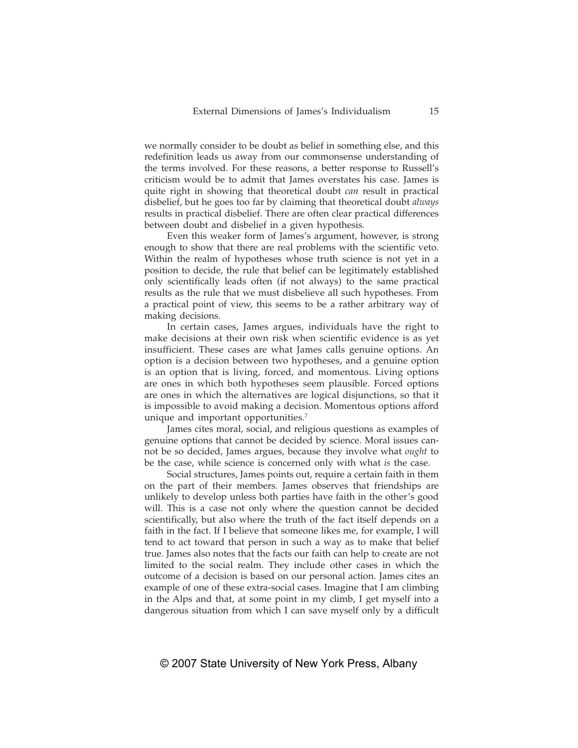we normally consider to be doubt as belief in something else, and this redefinition leads us away from our commonsense understanding of the terms involved. For these reasons, a better response to Russell's criticism would be to admit that James overstates his case. James is quite right in showing that theoretical doubt *can* result in practical disbelief, but he goes too far by claiming that theoretical doubt *always* results in practical disbelief. There are often clear practical differences between doubt and disbelief in a given hypothesis.

Even this weaker form of James's argument, however, is strong enough to show that there are real problems with the scientific veto. Within the realm of hypotheses whose truth science is not yet in a position to decide, the rule that belief can be legitimately established only scientifically leads often (if not always) to the same practical results as the rule that we must disbelieve all such hypotheses. From a practical point of view, this seems to be a rather arbitrary way of making decisions.

In certain cases, James argues, individuals have the right to make decisions at their own risk when scientific evidence is as yet insufficient. These cases are what James calls genuine options. An option is a decision between two hypotheses, and a genuine option is an option that is living, forced, and momentous. Living options are ones in which both hypotheses seem plausible. Forced options are ones in which the alternatives are logical disjunctions, so that it is impossible to avoid making a decision. Momentous options afford unique and important opportunities.[7]

James cites moral, social, and religious questions as examples of genuine options that cannot be decided by science. Moral issues cannot be so decided, James argues, because they involve what *ought* to be the case, while science is concerned only with what *is* the case.

Social structures, James points out, require a certain faith in them on the part of their members. James observes that friendships are unlikely to develop unless both parties have faith in the other's good will. This is a case not only where the question cannot be decided scientifically, but also where the truth of the fact itself depends on a faith in the fact. If I believe that someone likes me, for example, I will tend to act toward that person in such a way as to make that belief true. James also notes that the facts our faith can help to create are not limited to the social realm. They include other cases in which the outcome of a decision is based on our personal action. James cites an example of one of these extra-social cases. Imagine that I am climbing in the Alps and that, at some point in my climb, I get myself into a dangerous situation from which I can save myself only by a difficult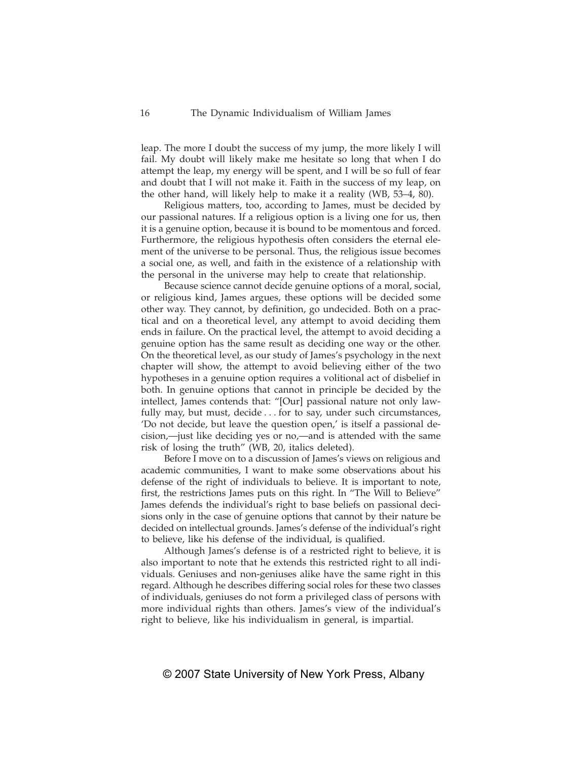leap. The more I doubt the success of my jump, the more likely I will fail. My doubt will likely make me hesitate so long that when I do attempt the leap, my energy will be spent, and I will be so full of fear and doubt that I will not make it. Faith in the success of my leap, on the other hand, will likely help to make it a reality (WB, 53–4, 80).

Religious matters, too, according to James, must be decided by our passional natures. If a religious option is a living one for us, then it is a genuine option, because it is bound to be momentous and forced. Furthermore, the religious hypothesis often considers the eternal element of the universe to be personal. Thus, the religious issue becomes a social one, as well, and faith in the existence of a relationship with the personal in the universe may help to create that relationship.

Because science cannot decide genuine options of a moral, social, or religious kind, James argues, these options will be decided some other way. They cannot, by definition, go undecided. Both on a practical and on a theoretical level, any attempt to avoid deciding them ends in failure. On the practical level, the attempt to avoid deciding a genuine option has the same result as deciding one way or the other. On the theoretical level, as our study of James's psychology in the next chapter will show, the attempt to avoid believing either of the two hypotheses in a genuine option requires a volitional act of disbelief in both. In genuine options that cannot in principle be decided by the intellect, James contends that: "[Our] passional nature not only lawfully may, but must, decide . . . for to say, under such circumstances, 'Do not decide, but leave the question open,' is itself a passional decision,—just like deciding yes or no,—and is attended with the same risk of losing the truth" (WB, 20, italics deleted).

Before I move on to a discussion of James's views on religious and academic communities, I want to make some observations about his defense of the right of individuals to believe. It is important to note, first, the restrictions James puts on this right. In "The Will to Believe" James defends the individual's right to base beliefs on passional decisions only in the case of genuine options that cannot by their nature be decided on intellectual grounds. James's defense of the individual's right to believe, like his defense of the individual, is qualified.

Although James's defense is of a restricted right to believe, it is also important to note that he extends this restricted right to all individuals. Geniuses and non-geniuses alike have the same right in this regard. Although he describes differing social roles for these two classes of individuals, geniuses do not form a privileged class of persons with more individual rights than others. James's view of the individual's right to believe, like his individualism in general, is impartial.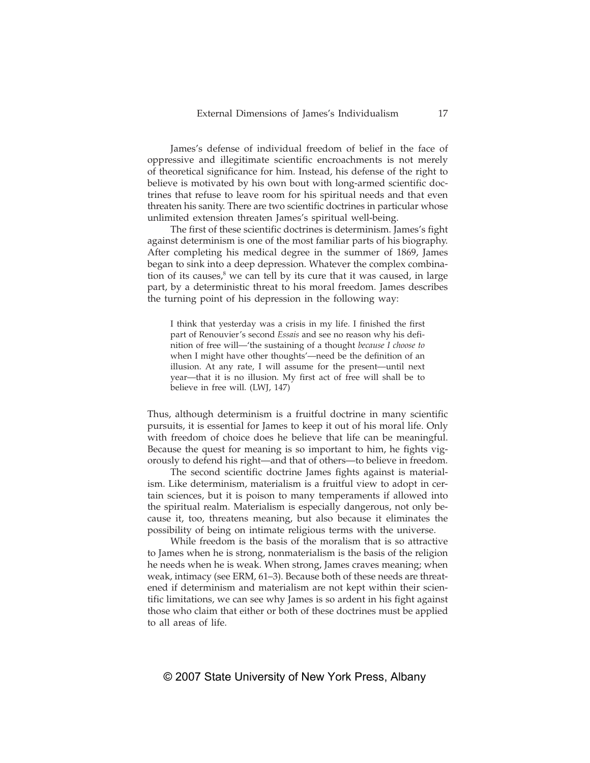James's defense of individual freedom of belief in the face of oppressive and illegitimate scientific encroachments is not merely of theoretical significance for him. Instead, his defense of the right to believe is motivated by his own bout with long-armed scientific doctrines that refuse to leave room for his spiritual needs and that even threaten his sanity. There are two scientific doctrines in particular whose unlimited extension threaten James's spiritual well-being.

The first of these scientific doctrines is determinism. James's fight against determinism is one of the most familiar parts of his biography. After completing his medical degree in the summer of 1869, James began to sink into a deep depression. Whatever the complex combination of its causes,[8] we can tell by its cure that it was caused, in large part, by a deterministic threat to his moral freedom. James describes the turning point of his depression in the following way:

> I think that yesterday was a crisis in my life. I finished the first part of Renouvier's second *Essais* and see no reason why his definition of free will—'the sustaining of a thought *because I choose to* when I might have other thoughts'—need be the definition of an illusion. At any rate, I will assume for the present—until next year—that it is no illusion. My first act of free will shall be to believe in free will. (LWJ, 147)

Thus, although determinism is a fruitful doctrine in many scientific pursuits, it is essential for James to keep it out of his moral life. Only with freedom of choice does he believe that life can be meaningful. Because the quest for meaning is so important to him, he fights vigorously to defend his right—and that of others—to believe in freedom.

The second scientific doctrine James fights against is materialism. Like determinism, materialism is a fruitful view to adopt in certain sciences, but it is poison to many temperaments if allowed into the spiritual realm. Materialism is especially dangerous, not only because it, too, threatens meaning, but also because it eliminates the possibility of being on intimate religious terms with the universe.

While freedom is the basis of the moralism that is so attractive to James when he is strong, nonmaterialism is the basis of the religion he needs when he is weak. When strong, James craves meaning; when weak, intimacy (see ERM, 61–3). Because both of these needs are threatened if determinism and materialism are not kept within their scientific limitations, we can see why James is so ardent in his fight against those who claim that either or both of these doctrines must be applied to all areas of life.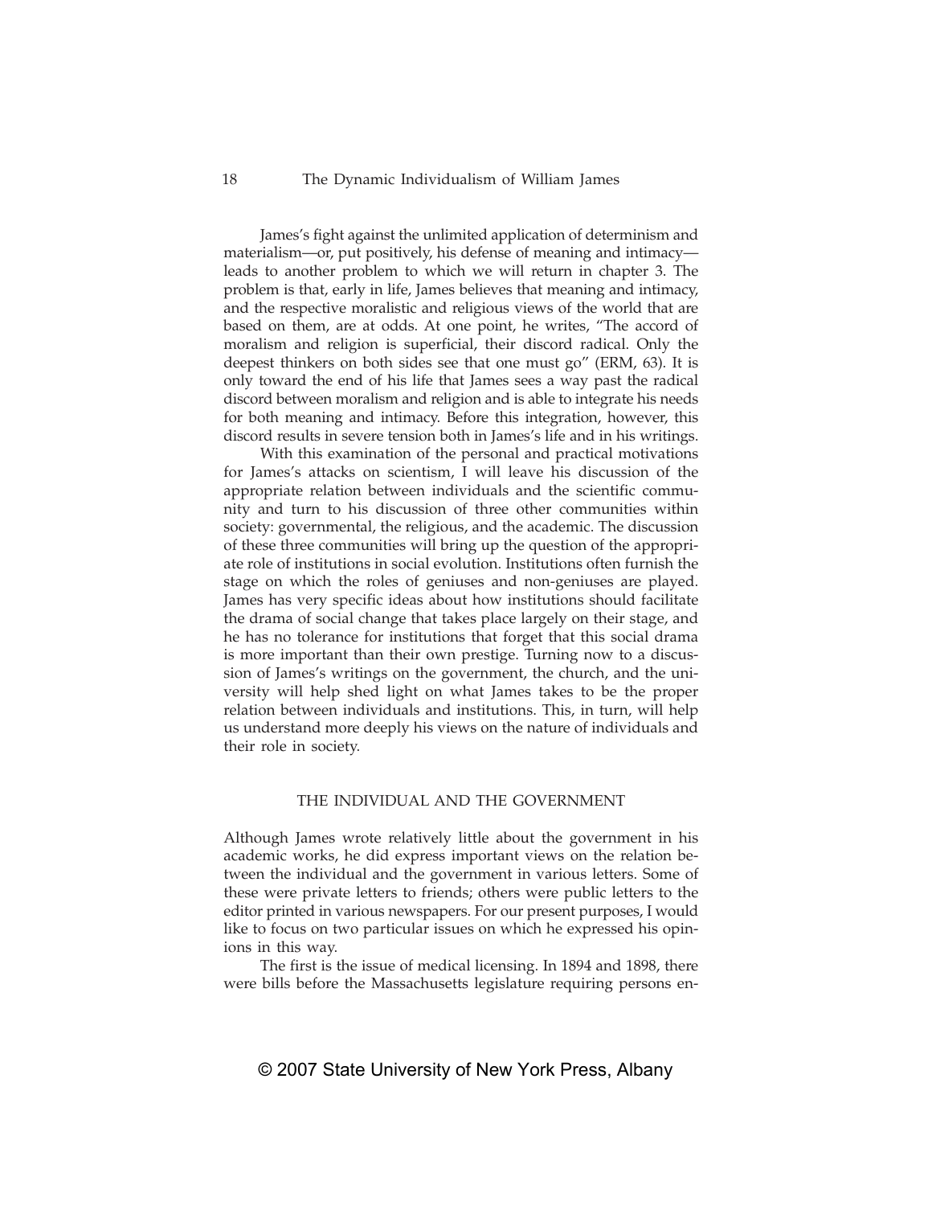James's fight against the unlimited application of determinism and materialism—or, put positively, his defense of meaning and intimacy—leads to another problem to which we will return in chapter 3. The problem is that, early in life, James believes that meaning and intimacy, and the respective moralistic and religious views of the world that are based on them, are at odds. At one point, he writes, "The accord of moralism and religion is superficial, their discord radical. Only the deepest thinkers on both sides see that one must go" (ERM, 63). It is only toward the end of his life that James sees a way past the radical discord between moralism and religion and is able to integrate his needs for both meaning and intimacy. Before this integration, however, this discord results in severe tension both in James's life and in his writings.

With this examination of the personal and practical motivations for James's attacks on scientism, I will leave his discussion of the appropriate relation between individuals and the scientific community and turn to his discussion of three other communities within society: governmental, the religious, and the academic. The discussion of these three communities will bring up the question of the appropriate role of institutions in social evolution. Institutions often furnish the stage on which the roles of geniuses and non-geniuses are played. James has very specific ideas about how institutions should facilitate the drama of social change that takes place largely on their stage, and he has no tolerance for institutions that forget that this social drama is more important than their own prestige. Turning now to a discussion of James's writings on the government, the church, and the university will help shed light on what James takes to be the proper relation between individuals and institutions. This, in turn, will help us understand more deeply his views on the nature of individuals and their role in society.

## THE INDIVIDUAL AND THE GOVERNMENT

Although James wrote relatively little about the government in his academic works, he did express important views on the relation between the individual and the government in various letters. Some of these were private letters to friends; others were public letters to the editor printed in various newspapers. For our present purposes, I would like to focus on two particular issues on which he expressed his opinions in this way.

The first is the issue of medical licensing. In 1894 and 1898, there were bills before the Massachusetts legislature requiring persons en-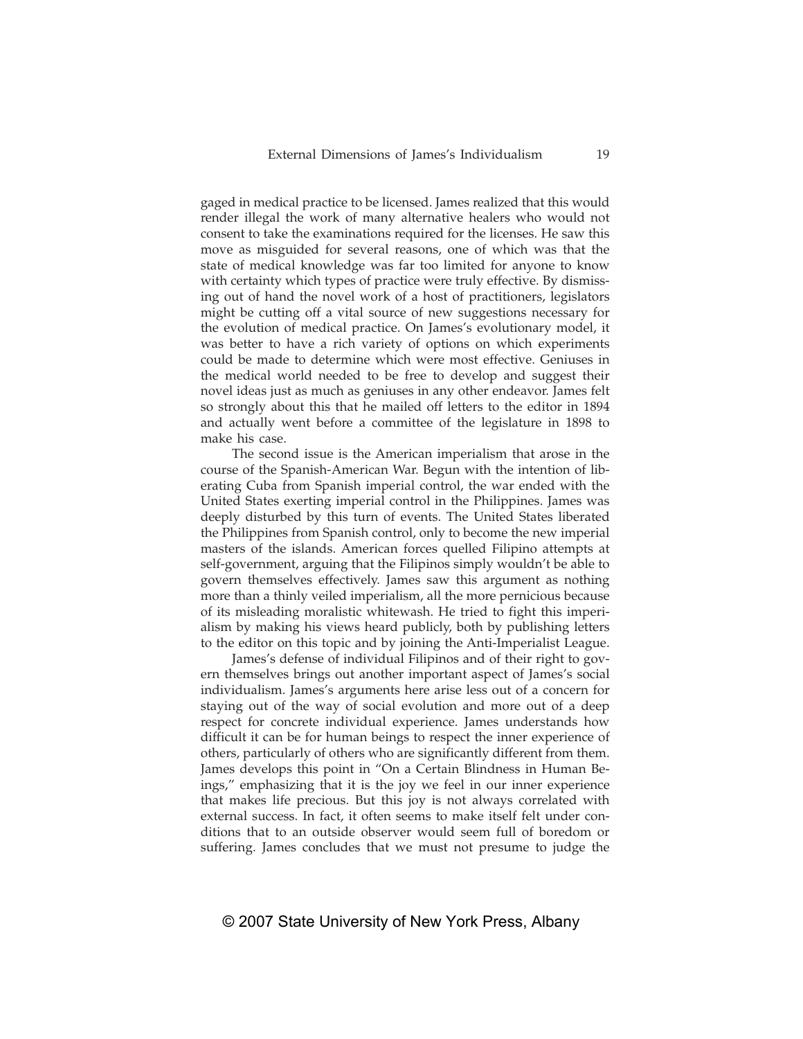gaged in medical practice to be licensed. James realized that this would render illegal the work of many alternative healers who would not consent to take the examinations required for the licenses. He saw this move as misguided for several reasons, one of which was that the state of medical knowledge was far too limited for anyone to know with certainty which types of practice were truly effective. By dismissing out of hand the novel work of a host of practitioners, legislators might be cutting off a vital source of new suggestions necessary for the evolution of medical practice. On James's evolutionary model, it was better to have a rich variety of options on which experiments could be made to determine which were most effective. Geniuses in the medical world needed to be free to develop and suggest their novel ideas just as much as geniuses in any other endeavor. James felt so strongly about this that he mailed off letters to the editor in 1894 and actually went before a committee of the legislature in 1898 to make his case.

The second issue is the American imperialism that arose in the course of the Spanish-American War. Begun with the intention of liberating Cuba from Spanish imperial control, the war ended with the United States exerting imperial control in the Philippines. James was deeply disturbed by this turn of events. The United States liberated the Philippines from Spanish control, only to become the new imperial masters of the islands. American forces quelled Filipino attempts at self-government, arguing that the Filipinos simply wouldn't be able to govern themselves effectively. James saw this argument as nothing more than a thinly veiled imperialism, all the more pernicious because of its misleading moralistic whitewash. He tried to fight this imperialism by making his views heard publicly, both by publishing letters to the editor on this topic and by joining the Anti-Imperialist League.

James's defense of individual Filipinos and of their right to govern themselves brings out another important aspect of James's social individualism. James's arguments here arise less out of a concern for staying out of the way of social evolution and more out of a deep respect for concrete individual experience. James understands how difficult it can be for human beings to respect the inner experience of others, particularly of others who are significantly different from them. James develops this point in "On a Certain Blindness in Human Beings," emphasizing that it is the joy we feel in our inner experience that makes life precious. But this joy is not always correlated with external success. In fact, it often seems to make itself felt under conditions that to an outside observer would seem full of boredom or suffering. James concludes that we must not presume to judge the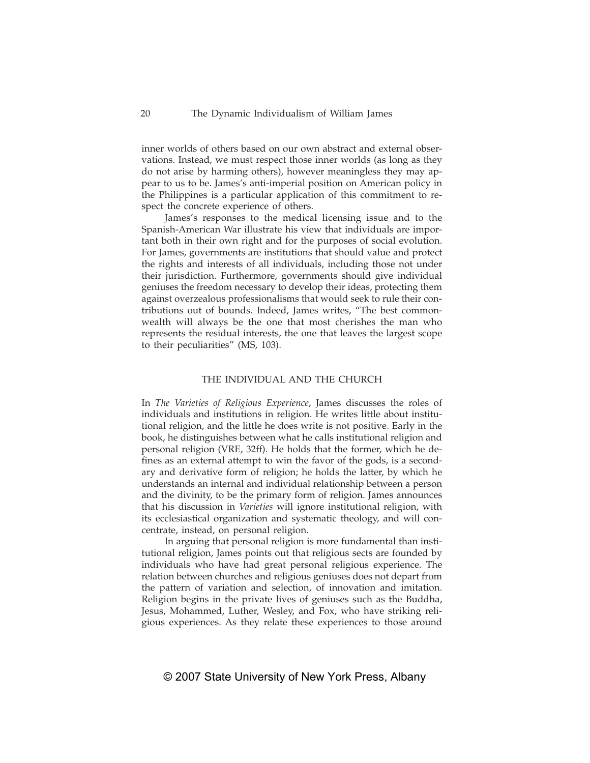inner worlds of others based on our own abstract and external observations. Instead, we must respect those inner worlds (as long as they do not arise by harming others), however meaningless they may appear to us to be. James's anti-imperial position on American policy in the Philippines is a particular application of this commitment to respect the concrete experience of others.

James's responses to the medical licensing issue and to the Spanish-American War illustrate his view that individuals are important both in their own right and for the purposes of social evolution. For James, governments are institutions that should value and protect the rights and interests of all individuals, including those not under their jurisdiction. Furthermore, governments should give individual geniuses the freedom necessary to develop their ideas, protecting them against overzealous professionalisms that would seek to rule their contributions out of bounds. Indeed, James writes, "The best commonwealth will always be the one that most cherishes the man who represents the residual interests, the one that leaves the largest scope to their peculiarities" (MS, 103).

## THE INDIVIDUAL AND THE CHURCH

In *The Varieties of Religious Experience*, James discusses the roles of individuals and institutions in religion. He writes little about institutional religion, and the little he does write is not positive. Early in the book, he distinguishes between what he calls institutional religion and personal religion (VRE, 32ff). He holds that the former, which he defines as an external attempt to win the favor of the gods, is a secondary and derivative form of religion; he holds the latter, by which he understands an internal and individual relationship between a person and the divinity, to be the primary form of religion. James announces that his discussion in *Varieties* will ignore institutional religion, with its ecclesiastical organization and systematic theology, and will concentrate, instead, on personal religion.

In arguing that personal religion is more fundamental than institutional religion, James points out that religious sects are founded by individuals who have had great personal religious experience. The relation between churches and religious geniuses does not depart from the pattern of variation and selection, of innovation and imitation. Religion begins in the private lives of geniuses such as the Buddha, Jesus, Mohammed, Luther, Wesley, and Fox, who have striking religious experiences. As they relate these experiences to those around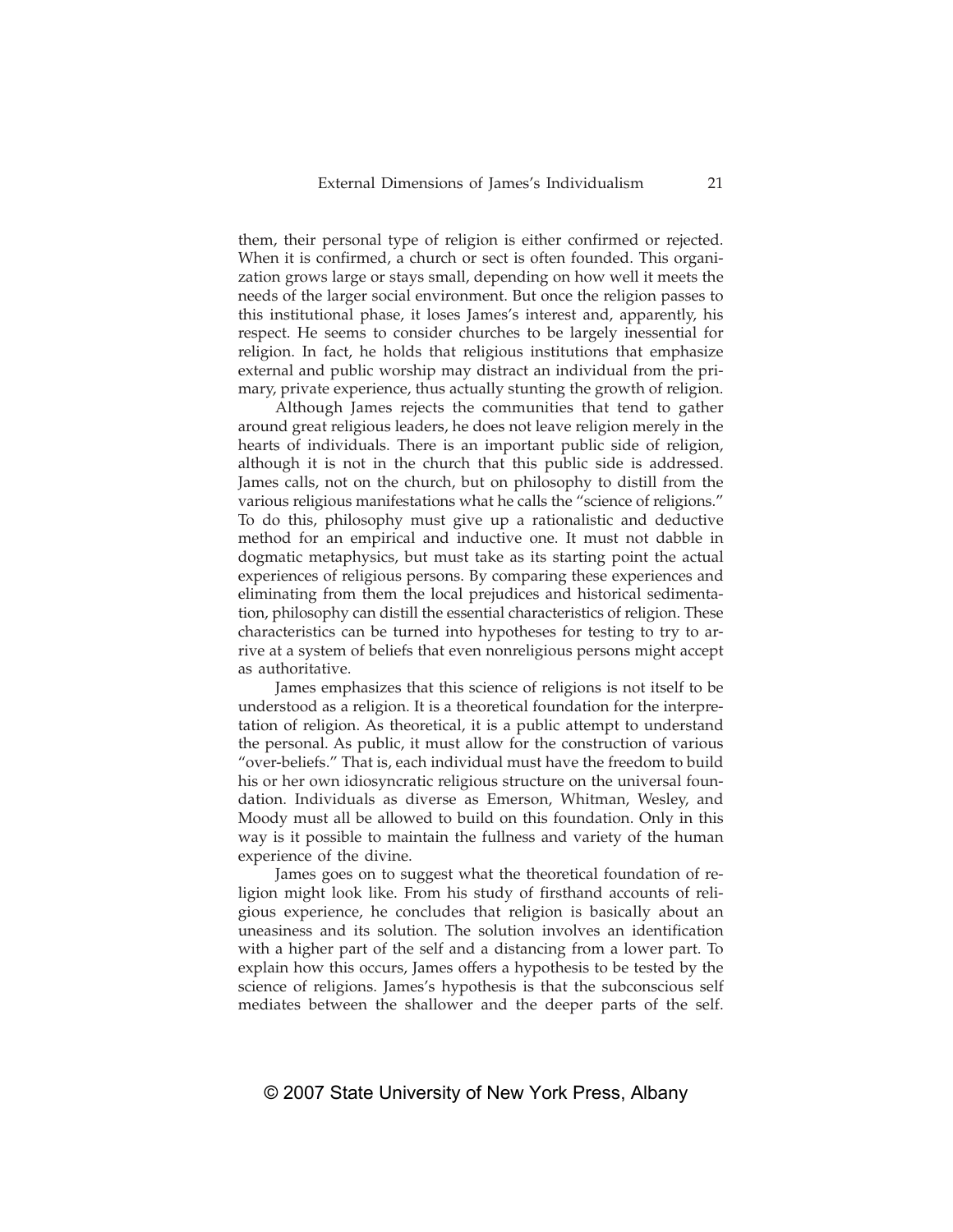them, their personal type of religion is either confirmed or rejected. When it is confirmed, a church or sect is often founded. This organization grows large or stays small, depending on how well it meets the needs of the larger social environment. But once the religion passes to this institutional phase, it loses James's interest and, apparently, his respect. He seems to consider churches to be largely inessential for religion. In fact, he holds that religious institutions that emphasize external and public worship may distract an individual from the primary, private experience, thus actually stunting the growth of religion.

Although James rejects the communities that tend to gather around great religious leaders, he does not leave religion merely in the hearts of individuals. There is an important public side of religion, although it is not in the church that this public side is addressed. James calls, not on the church, but on philosophy to distill from the various religious manifestations what he calls the "science of religions." To do this, philosophy must give up a rationalistic and deductive method for an empirical and inductive one. It must not dabble in dogmatic metaphysics, but must take as its starting point the actual experiences of religious persons. By comparing these experiences and eliminating from them the local prejudices and historical sedimentation, philosophy can distill the essential characteristics of religion. These characteristics can be turned into hypotheses for testing to try to arrive at a system of beliefs that even nonreligious persons might accept as authoritative.

James emphasizes that this science of religions is not itself to be understood as a religion. It is a theoretical foundation for the interpretation of religion. As theoretical, it is a public attempt to understand the personal. As public, it must allow for the construction of various "over-beliefs." That is, each individual must have the freedom to build his or her own idiosyncratic religious structure on the universal foundation. Individuals as diverse as Emerson, Whitman, Wesley, and Moody must all be allowed to build on this foundation. Only in this way is it possible to maintain the fullness and variety of the human experience of the divine.

James goes on to suggest what the theoretical foundation of religion might look like. From his study of firsthand accounts of religious experience, he concludes that religion is basically about an uneasiness and its solution. The solution involves an identification with a higher part of the self and a distancing from a lower part. To explain how this occurs, James offers a hypothesis to be tested by the science of religions. James's hypothesis is that the subconscious self mediates between the shallower and the deeper parts of the self.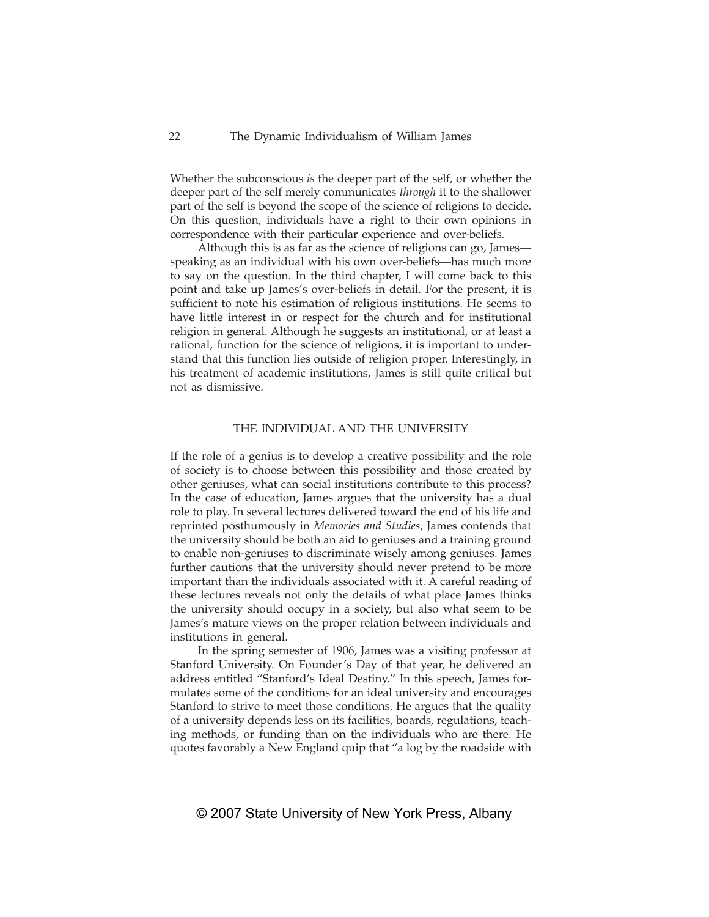Whether the subconscious *is* the deeper part of the self, or whether the deeper part of the self merely communicates *through* it to the shallower part of the self is beyond the scope of the science of religions to decide. On this question, individuals have a right to their own opinions in correspondence with their particular experience and over-beliefs.

Although this is as far as the science of religions can go, James—speaking as an individual with his own over-beliefs—has much more to say on the question. In the third chapter, I will come back to this point and take up James's over-beliefs in detail. For the present, it is sufficient to note his estimation of religious institutions. He seems to have little interest in or respect for the church and for institutional religion in general. Although he suggests an institutional, or at least a rational, function for the science of religions, it is important to understand that this function lies outside of religion proper. Interestingly, in his treatment of academic institutions, James is still quite critical but not as dismissive.

## THE INDIVIDUAL AND THE UNIVERSITY

If the role of a genius is to develop a creative possibility and the role of society is to choose between this possibility and those created by other geniuses, what can social institutions contribute to this process? In the case of education, James argues that the university has a dual role to play. In several lectures delivered toward the end of his life and reprinted posthumously in *Memories and Studies*, James contends that the university should be both an aid to geniuses and a training ground to enable non-geniuses to discriminate wisely among geniuses. James further cautions that the university should never pretend to be more important than the individuals associated with it. A careful reading of these lectures reveals not only the details of what place James thinks the university should occupy in a society, but also what seem to be James's mature views on the proper relation between individuals and institutions in general.

In the spring semester of 1906, James was a visiting professor at Stanford University. On Founder's Day of that year, he delivered an address entitled "Stanford's Ideal Destiny." In this speech, James formulates some of the conditions for an ideal university and encourages Stanford to strive to meet those conditions. He argues that the quality of a university depends less on its facilities, boards, regulations, teaching methods, or funding than on the individuals who are there. He quotes favorably a New England quip that "a log by the roadside with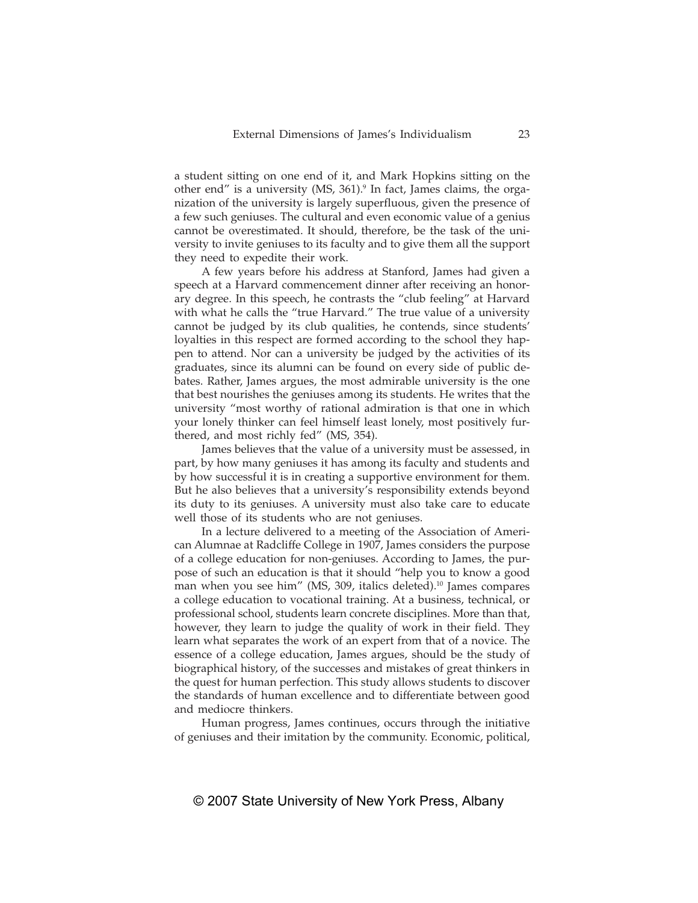a student sitting on one end of it, and Mark Hopkins sitting on the other end" is a university (MS, 361).[9] In fact, James claims, the organization of the university is largely superfluous, given the presence of a few such geniuses. The cultural and even economic value of a genius cannot be overestimated. It should, therefore, be the task of the university to invite geniuses to its faculty and to give them all the support they need to expedite their work.

A few years before his address at Stanford, James had given a speech at a Harvard commencement dinner after receiving an honorary degree. In this speech, he contrasts the "club feeling" at Harvard with what he calls the "true Harvard." The true value of a university cannot be judged by its club qualities, he contends, since students' loyalties in this respect are formed according to the school they happen to attend. Nor can a university be judged by the activities of its graduates, since its alumni can be found on every side of public debates. Rather, James argues, the most admirable university is the one that best nourishes the geniuses among its students. He writes that the university "most worthy of rational admiration is that one in which your lonely thinker can feel himself least lonely, most positively furthered, and most richly fed" (MS, 354).

James believes that the value of a university must be assessed, in part, by how many geniuses it has among its faculty and students and by how successful it is in creating a supportive environment for them. But he also believes that a university's responsibility extends beyond its duty to its geniuses. A university must also take care to educate well those of its students who are not geniuses.

In a lecture delivered to a meeting of the Association of American Alumnae at Radcliffe College in 1907, James considers the purpose of a college education for non-geniuses. According to James, the purpose of such an education is that it should "help you to know a good man when you see him" (MS, 309, italics deleted).[10] James compares a college education to vocational training. At a business, technical, or professional school, students learn concrete disciplines. More than that, however, they learn to judge the quality of work in their field. They learn what separates the work of an expert from that of a novice. The essence of a college education, James argues, should be the study of biographical history, of the successes and mistakes of great thinkers in the quest for human perfection. This study allows students to discover the standards of human excellence and to differentiate between good and mediocre thinkers.

Human progress, James continues, occurs through the initiative of geniuses and their imitation by the community. Economic, political,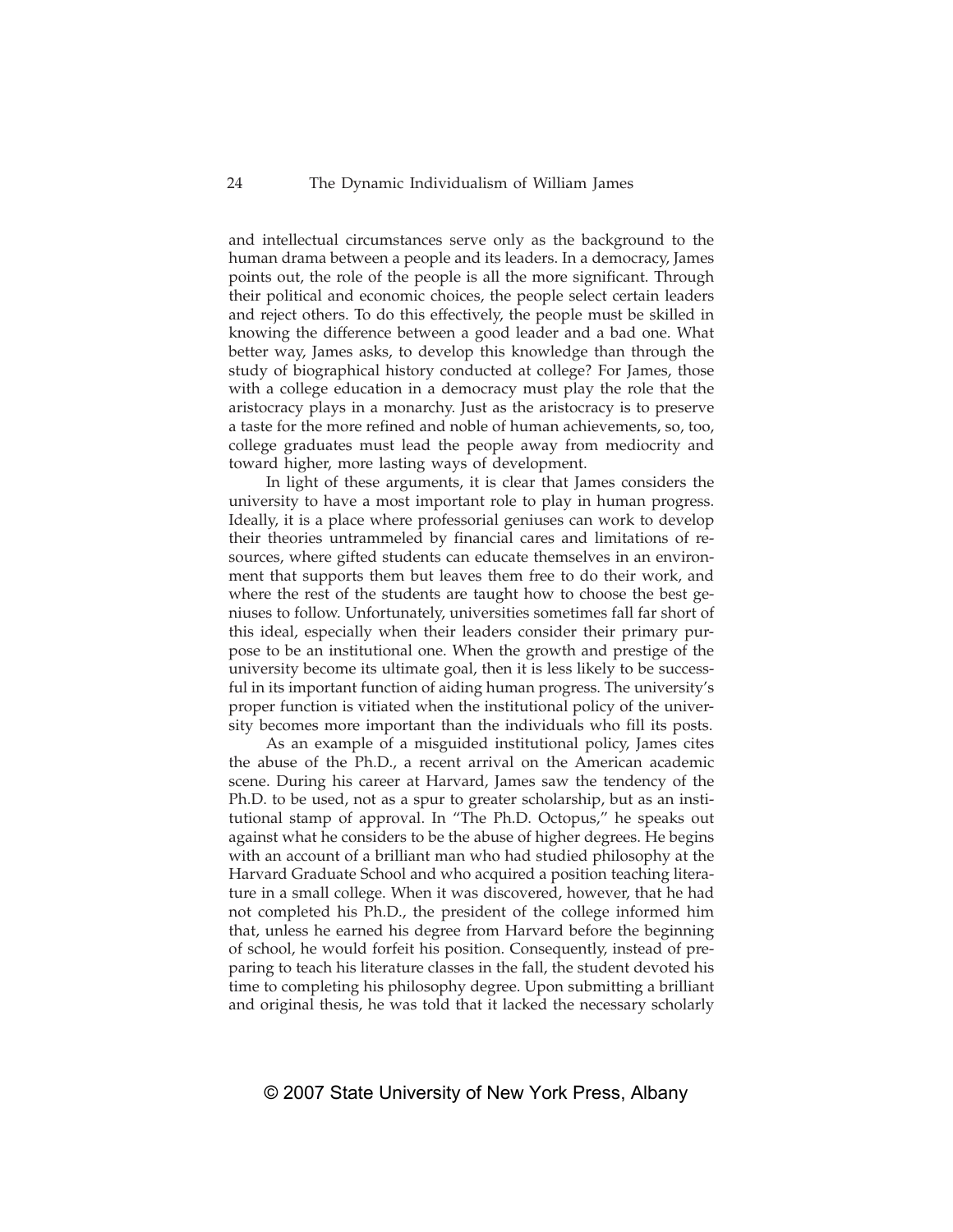and intellectual circumstances serve only as the background to the human drama between a people and its leaders. In a democracy, James points out, the role of the people is all the more significant. Through their political and economic choices, the people select certain leaders and reject others. To do this effectively, the people must be skilled in knowing the difference between a good leader and a bad one. What better way, James asks, to develop this knowledge than through the study of biographical history conducted at college? For James, those with a college education in a democracy must play the role that the aristocracy plays in a monarchy. Just as the aristocracy is to preserve a taste for the more refined and noble of human achievements, so, too, college graduates must lead the people away from mediocrity and toward higher, more lasting ways of development.

In light of these arguments, it is clear that James considers the university to have a most important role to play in human progress. Ideally, it is a place where professorial geniuses can work to develop their theories untrammeled by financial cares and limitations of resources, where gifted students can educate themselves in an environment that supports them but leaves them free to do their work, and where the rest of the students are taught how to choose the best geniuses to follow. Unfortunately, universities sometimes fall far short of this ideal, especially when their leaders consider their primary purpose to be an institutional one. When the growth and prestige of the university become its ultimate goal, then it is less likely to be successful in its important function of aiding human progress. The university's proper function is vitiated when the institutional policy of the university becomes more important than the individuals who fill its posts.

As an example of a misguided institutional policy, James cites the abuse of the Ph.D., a recent arrival on the American academic scene. During his career at Harvard, James saw the tendency of the Ph.D. to be used, not as a spur to greater scholarship, but as an institutional stamp of approval. In "The Ph.D. Octopus," he speaks out against what he considers to be the abuse of higher degrees. He begins with an account of a brilliant man who had studied philosophy at the Harvard Graduate School and who acquired a position teaching literature in a small college. When it was discovered, however, that he had not completed his Ph.D., the president of the college informed him that, unless he earned his degree from Harvard before the beginning of school, he would forfeit his position. Consequently, instead of preparing to teach his literature classes in the fall, the student devoted his time to completing his philosophy degree. Upon submitting a brilliant and original thesis, he was told that it lacked the necessary scholarly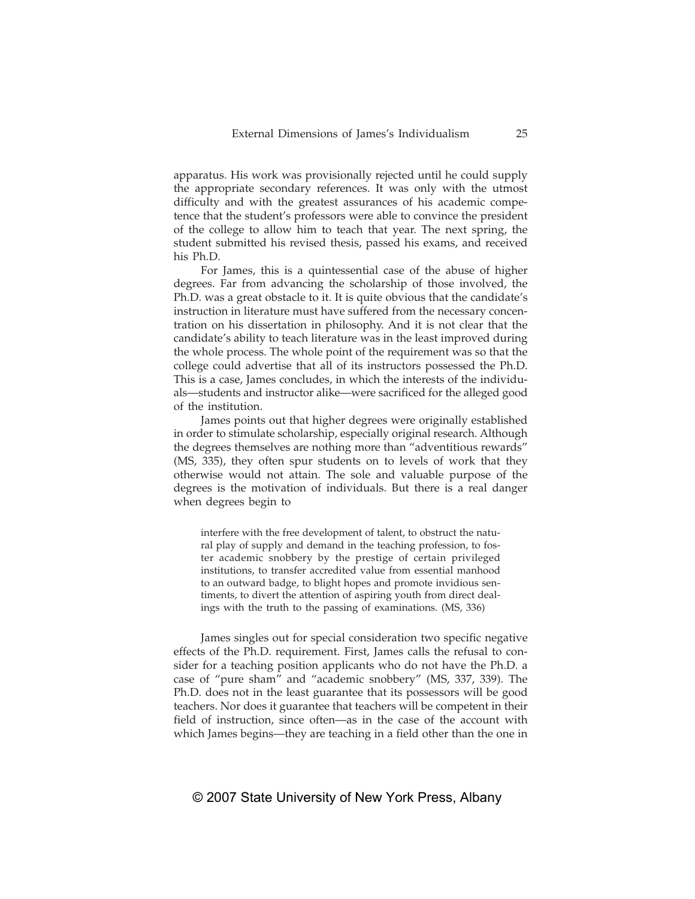apparatus. His work was provisionally rejected until he could supply the appropriate secondary references. It was only with the utmost difficulty and with the greatest assurances of his academic competence that the student's professors were able to convince the president of the college to allow him to teach that year. The next spring, the student submitted his revised thesis, passed his exams, and received his Ph.D.

For James, this is a quintessential case of the abuse of higher degrees. Far from advancing the scholarship of those involved, the Ph.D. was a great obstacle to it. It is quite obvious that the candidate's instruction in literature must have suffered from the necessary concentration on his dissertation in philosophy. And it is not clear that the candidate's ability to teach literature was in the least improved during the whole process. The whole point of the requirement was so that the college could advertise that all of its instructors possessed the Ph.D. This is a case, James concludes, in which the interests of the individuals—students and instructor alike—were sacrificed for the alleged good of the institution.

James points out that higher degrees were originally established in order to stimulate scholarship, especially original research. Although the degrees themselves are nothing more than "adventitious rewards" (MS, 335), they often spur students on to levels of work that they otherwise would not attain. The sole and valuable purpose of the degrees is the motivation of individuals. But there is a real danger when degrees begin to

> interfere with the free development of talent, to obstruct the natural play of supply and demand in the teaching profession, to foster academic snobbery by the prestige of certain privileged institutions, to transfer accredited value from essential manhood to an outward badge, to blight hopes and promote invidious sentiments, to divert the attention of aspiring youth from direct dealings with the truth to the passing of examinations. (MS, 336)

James singles out for special consideration two specific negative effects of the Ph.D. requirement. First, James calls the refusal to consider for a teaching position applicants who do not have the Ph.D. a case of "pure sham" and "academic snobbery" (MS, 337, 339). The Ph.D. does not in the least guarantee that its possessors will be good teachers. Nor does it guarantee that teachers will be competent in their field of instruction, since often—as in the case of the account with which James begins—they are teaching in a field other than the one in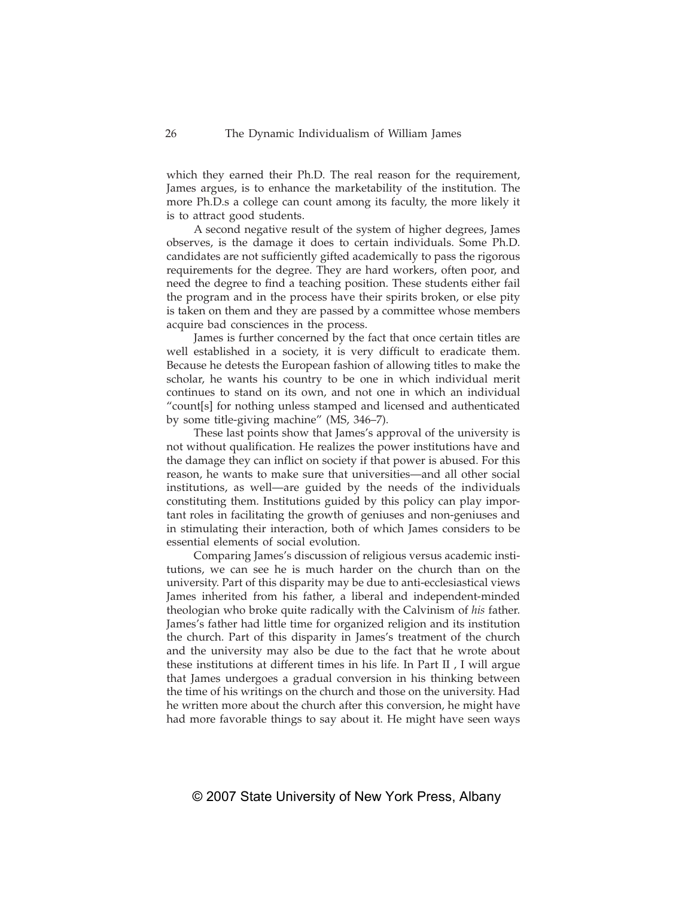which they earned their Ph.D. The real reason for the requirement, James argues, is to enhance the marketability of the institution. The more Ph.D.s a college can count among its faculty, the more likely it is to attract good students.

A second negative result of the system of higher degrees, James observes, is the damage it does to certain individuals. Some Ph.D. candidates are not sufficiently gifted academically to pass the rigorous requirements for the degree. They are hard workers, often poor, and need the degree to find a teaching position. These students either fail the program and in the process have their spirits broken, or else pity is taken on them and they are passed by a committee whose members acquire bad consciences in the process.

James is further concerned by the fact that once certain titles are well established in a society, it is very difficult to eradicate them. Because he detests the European fashion of allowing titles to make the scholar, he wants his country to be one in which individual merit continues to stand on its own, and not one in which an individual "count[s] for nothing unless stamped and licensed and authenticated by some title-giving machine" (MS, 346–7).

These last points show that James's approval of the university is not without qualification. He realizes the power institutions have and the damage they can inflict on society if that power is abused. For this reason, he wants to make sure that universities—and all other social institutions, as well—are guided by the needs of the individuals constituting them. Institutions guided by this policy can play important roles in facilitating the growth of geniuses and non-geniuses and in stimulating their interaction, both of which James considers to be essential elements of social evolution.

Comparing James's discussion of religious versus academic institutions, we can see he is much harder on the church than on the university. Part of this disparity may be due to anti-ecclesiastical views James inherited from his father, a liberal and independent-minded theologian who broke quite radically with the Calvinism of *his* father. James's father had little time for organized religion and its institution the church. Part of this disparity in James's treatment of the church and the university may also be due to the fact that he wrote about these institutions at different times in his life. In Part II , I will argue that James undergoes a gradual conversion in his thinking between the time of his writings on the church and those on the university. Had he written more about the church after this conversion, he might have had more favorable things to say about it. He might have seen ways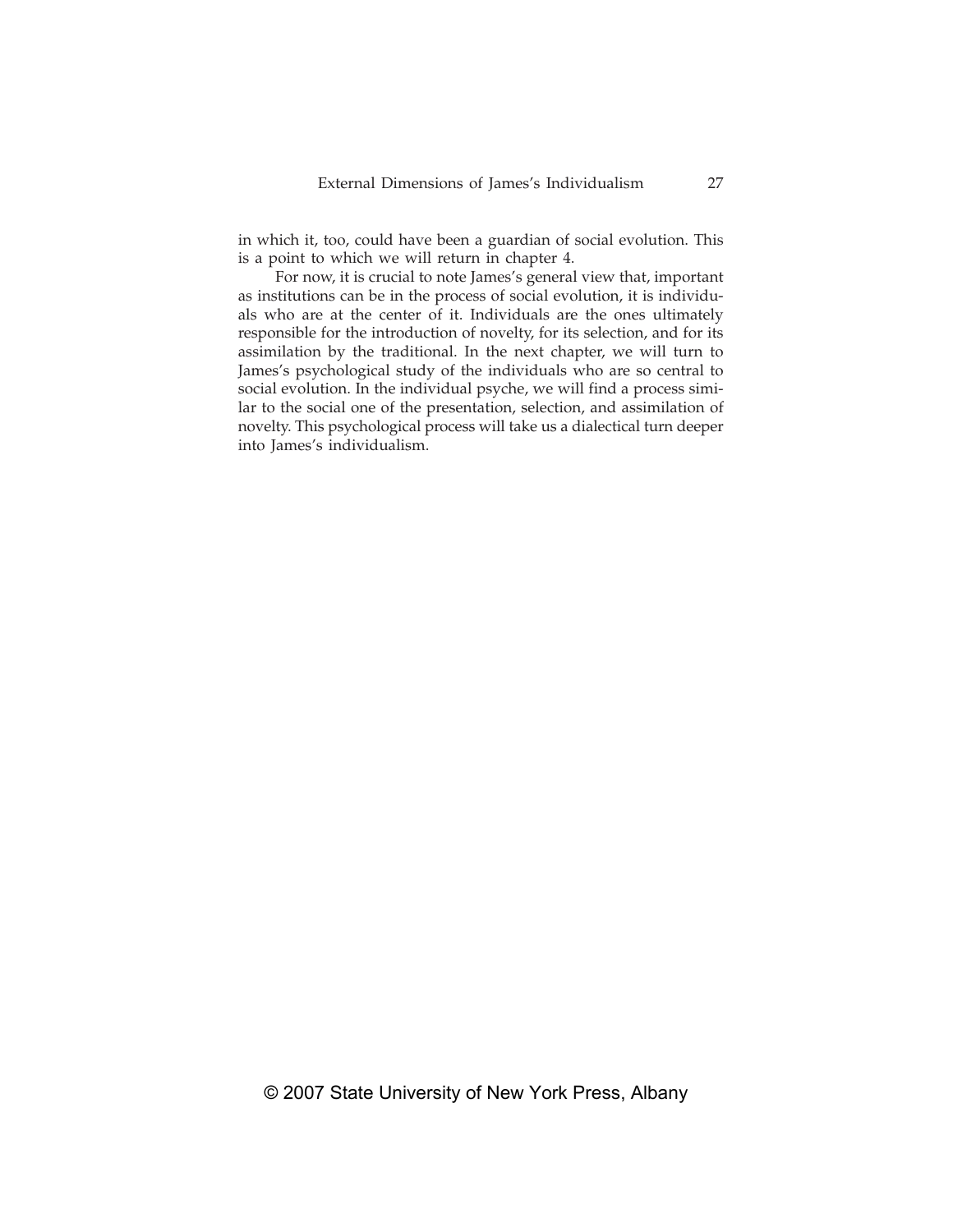in which it, too, could have been a guardian of social evolution. This is a point to which we will return in chapter 4.

For now, it is crucial to note James's general view that, important as institutions can be in the process of social evolution, it is individuals who are at the center of it. Individuals are the ones ultimately responsible for the introduction of novelty, for its selection, and for its assimilation by the traditional. In the next chapter, we will turn to James's psychological study of the individuals who are so central to social evolution. In the individual psyche, we will find a process similar to the social one of the presentation, selection, and assimilation of novelty. This psychological process will take us a dialectical turn deeper into James's individualism.